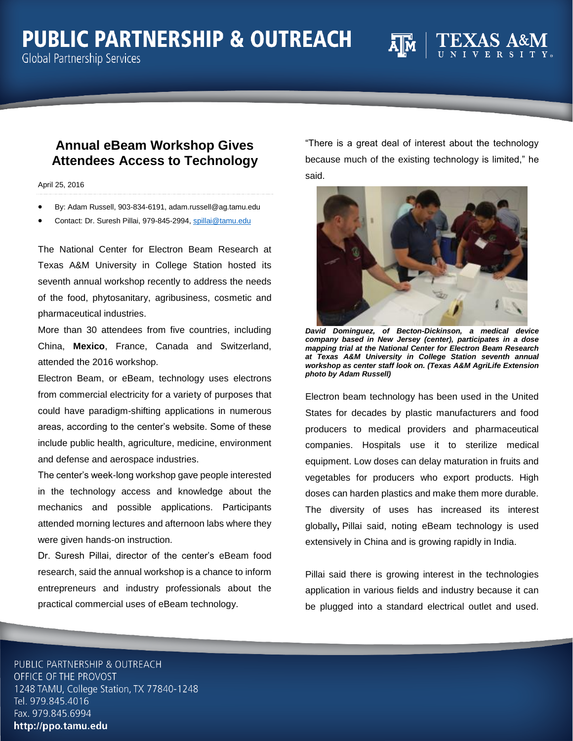# Annual eBeam Workshop Gives Attendees Access to Technology

April 25, 2016

- By: Adam Russell, 903-834-6191, adam.russell@ag.tamu.edu
- Contact: Dr. Suresh Pillai, 979-845-2994, spillai@tamu.edu

The National Center for Electron Beam Research at Texas A&M University in College Station hosted its seventh annual workshop recently to address the needs of the food, phytosanitary, agribusiness, cosmetic and pharmaceutical industries.

More than 30 attendees from five countries, including China, **Mexico**, France, Canada and Switzerland, attended the 2016 workshop.

Electron Beam, or eBeam, technology uses electrons from commercial electricity for a variety of purposes that could have paradigm-shifting applications in numerous areas, according to the center's website. Some of these include public health, agriculture, medicine, environment and defense and aerospace industries.

The center's week-long workshop gave people interested in the technology access and knowledge about the mechanics and possible applications. Participants attended morning lectures and afternoon labs where they were given hands-on instruction.

Dr. Suresh Pillai, director of the center's eBeam food research, said the annual workshop is a chance to inform entrepreneurs and industry professionals about the practical commercial uses of eBeam technology.

"There is a great deal of interest about the technology because much of the existing technology is limited," he said.

***David Dominguez, of Becton-Dickinson, a medical device company based in New Jersey (center), participates in a dose mapping trial at the National Center for Electron Beam Research at Texas A&M University in College Station seventh annual workshop as center staff look on. (Texas A&M AgriLife Extension photo by Adam Russell)***

Electron beam technology has been used in the United States for decades by plastic manufacturers and food producers to medical providers and pharmaceutical companies. Hospitals use it to sterilize medical equipment. Low doses can delay maturation in fruits and vegetables for producers who export products. High doses can harden plastics and make them more durable. The diversity of uses has increased its interest globally**,** Pillai said, noting eBeam technology is used extensively in China and is growing rapidly in India.

Pillai said there is growing interest in the technologies application in various fields and industry because it can be plugged into a standard electrical outlet and used.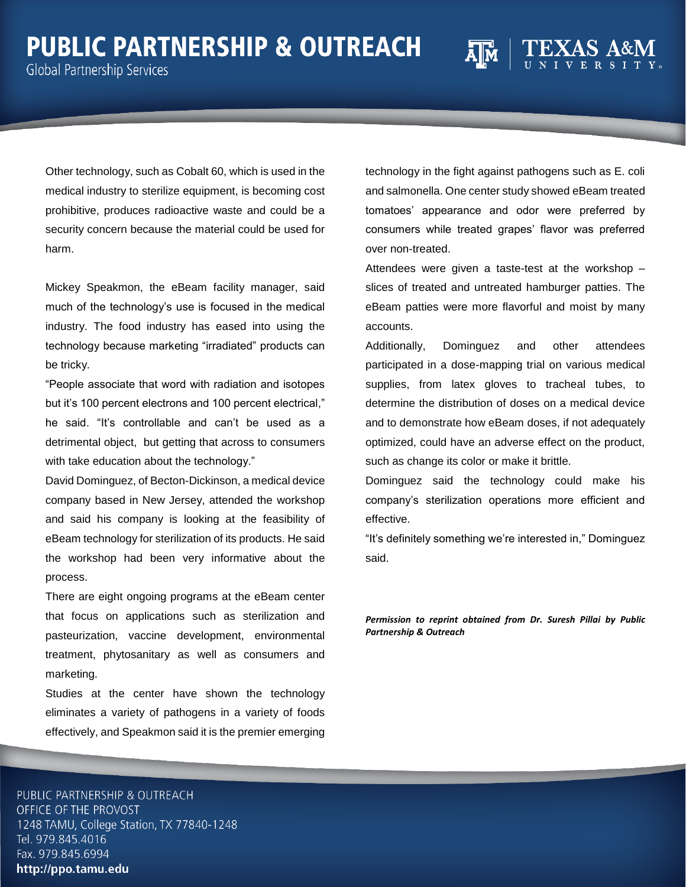Other technology, such as Cobalt 60, which is used in the medical industry to sterilize equipment, is becoming cost prohibitive, produces radioactive waste and could be a security concern because the material could be used for harm.

Mickey Speakmon, the eBeam facility manager, said much of the technology's use is focused in the medical industry. The food industry has eased into using the technology because marketing "irradiated" products can be tricky.

"People associate that word with radiation and isotopes but it's 100 percent electrons and 100 percent electrical," he said. "It's controllable and can't be used as a detrimental object, but getting that across to consumers with take education about the technology."

David Dominguez, of Becton-Dickinson, a medical device company based in New Jersey, attended the workshop and said his company is looking at the feasibility of eBeam technology for sterilization of its products. He said the workshop had been very informative about the process.

There are eight ongoing programs at the eBeam center that focus on applications such as sterilization and pasteurization, vaccine development, environmental treatment, phytosanitary as well as consumers and marketing.

Studies at the center have shown the technology eliminates a variety of pathogens in a variety of foods effectively, and Speakmon said it is the premier emerging technology in the fight against pathogens such as E. coli and salmonella. One center study showed eBeam treated tomatoes' appearance and odor were preferred by consumers while treated grapes' flavor was preferred over non-treated.

Attendees were given a taste-test at the workshop – slices of treated and untreated hamburger patties. The eBeam patties were more flavorful and moist by many accounts.

Additionally, Dominguez and other attendees participated in a dose-mapping trial on various medical supplies, from latex gloves to tracheal tubes, to determine the distribution of doses on a medical device and to demonstrate how eBeam doses, if not adequately optimized, could have an adverse effect on the product, such as change its color or make it brittle.

Dominguez said the technology could make his company's sterilization operations more efficient and effective.

"It's definitely something we're interested in," Dominguez said.

***Permission to reprint obtained from Dr. Suresh Pillai by Public Partnership & Outreach***